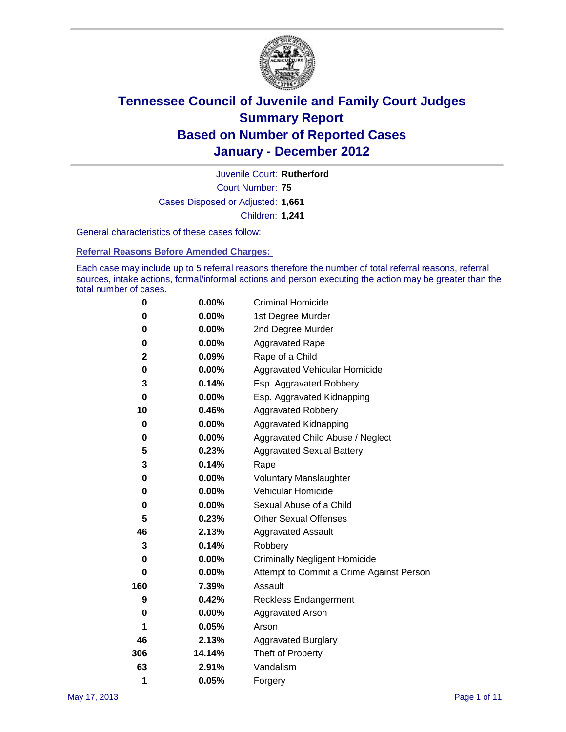# Tennessee Council of Juvenile and Family Court Judges
# Summary Report
# Based on Number of Reported Cases
# January - December 2012

Juvenile Court: **Rutherford**

Court Number: **75**

Cases Disposed or Adjusted: **1,661**

Children: **1,241**

General characteristics of these cases follow:

**Referral Reasons Before Amended Charges:**

Each case may include up to 5 referral reasons therefore the number of total referral reasons, referral sources, intake actions, formal/informal actions and person executing the action may be greater than the total number of cases.

| Count | Percent | Referral Reason |
|---|---|---|
| 0 | 0.00% | Criminal Homicide |
| 0 | 0.00% | 1st Degree Murder |
| 0 | 0.00% | 2nd Degree Murder |
| 0 | 0.00% | Aggravated Rape |
| 2 | 0.09% | Rape of a Child |
| 0 | 0.00% | Aggravated Vehicular Homicide |
| 3 | 0.14% | Esp. Aggravated Robbery |
| 0 | 0.00% | Esp. Aggravated Kidnapping |
| 10 | 0.46% | Aggravated Robbery |
| 0 | 0.00% | Aggravated Kidnapping |
| 0 | 0.00% | Aggravated Child Abuse / Neglect |
| 5 | 0.23% | Aggravated Sexual Battery |
| 3 | 0.14% | Rape |
| 0 | 0.00% | Voluntary Manslaughter |
| 0 | 0.00% | Vehicular Homicide |
| 0 | 0.00% | Sexual Abuse of a Child |
| 5 | 0.23% | Other Sexual Offenses |
| 46 | 2.13% | Aggravated Assault |
| 3 | 0.14% | Robbery |
| 0 | 0.00% | Criminally Negligent Homicide |
| 0 | 0.00% | Attempt to Commit a Crime Against Person |
| 160 | 7.39% | Assault |
| 9 | 0.42% | Reckless Endangerment |
| 0 | 0.00% | Aggravated Arson |
| 1 | 0.05% | Arson |
| 46 | 2.13% | Aggravated Burglary |
| 306 | 14.14% | Theft of Property |
| 63 | 2.91% | Vandalism |
| 1 | 0.05% | Forgery |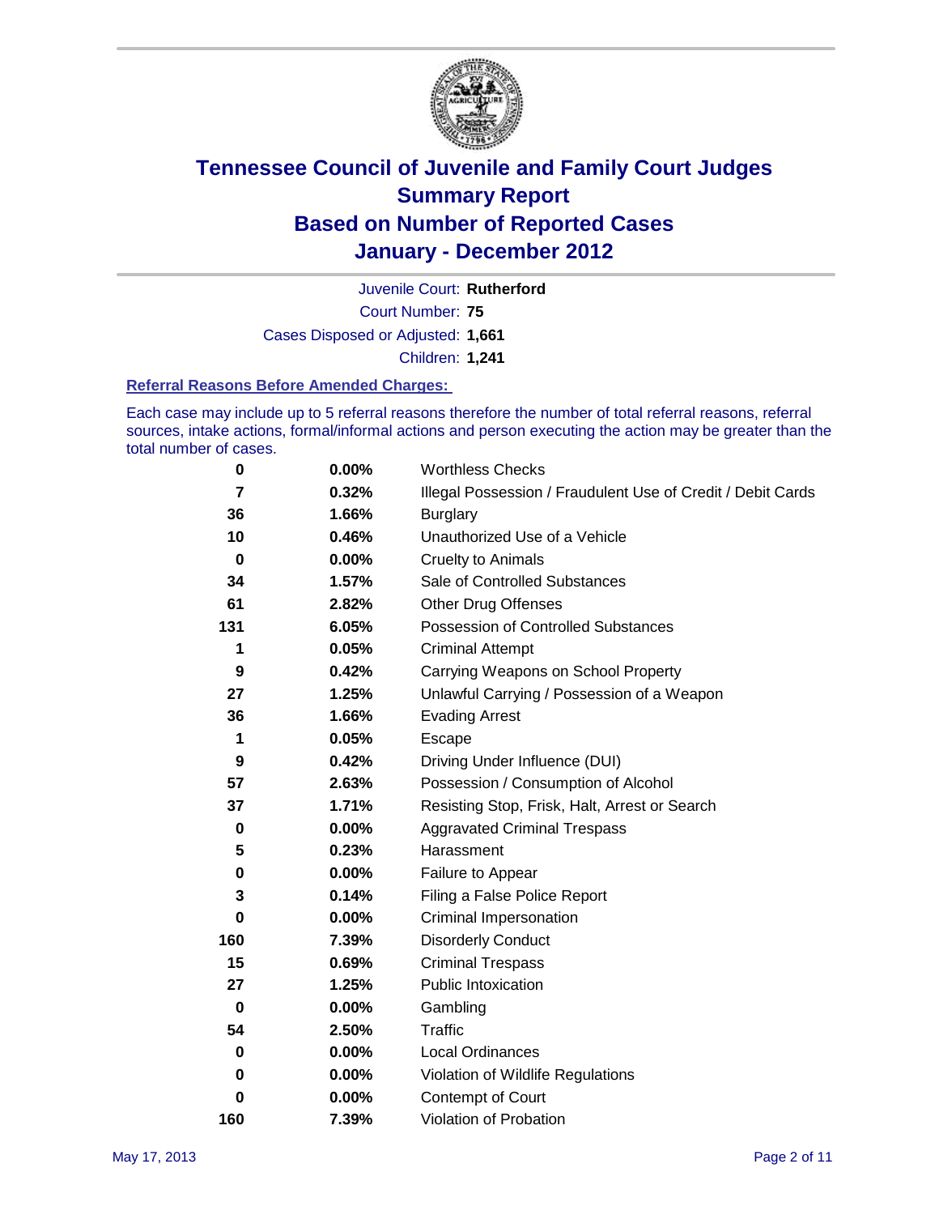# Tennessee Council of Juvenile and Family Court Judges
## Summary Report
## Based on Number of Reported Cases
## January - December 2012

Juvenile Court: **Rutherford**

Court Number: **75**

Cases Disposed or Adjusted: **1,661**

Children: **1,241**

### Referral Reasons Before Amended Charges:

Each case may include up to 5 referral reasons therefore the number of total referral reasons, referral sources, intake actions, formal/informal actions and person executing the action may be greater than the total number of cases.

| Count | Percent | Referral Reason |
|---|---|---|
| 0 | 0.00% | Worthless Checks |
| 7 | 0.32% | Illegal Possession / Fraudulent Use of Credit / Debit Cards |
| 36 | 1.66% | Burglary |
| 10 | 0.46% | Unauthorized Use of a Vehicle |
| 0 | 0.00% | Cruelty to Animals |
| 34 | 1.57% | Sale of Controlled Substances |
| 61 | 2.82% | Other Drug Offenses |
| 131 | 6.05% | Possession of Controlled Substances |
| 1 | 0.05% | Criminal Attempt |
| 9 | 0.42% | Carrying Weapons on School Property |
| 27 | 1.25% | Unlawful Carrying / Possession of a Weapon |
| 36 | 1.66% | Evading Arrest |
| 1 | 0.05% | Escape |
| 9 | 0.42% | Driving Under Influence (DUI) |
| 57 | 2.63% | Possession / Consumption of Alcohol |
| 37 | 1.71% | Resisting Stop, Frisk, Halt, Arrest or Search |
| 0 | 0.00% | Aggravated Criminal Trespass |
| 5 | 0.23% | Harassment |
| 0 | 0.00% | Failure to Appear |
| 3 | 0.14% | Filing a False Police Report |
| 0 | 0.00% | Criminal Impersonation |
| 160 | 7.39% | Disorderly Conduct |
| 15 | 0.69% | Criminal Trespass |
| 27 | 1.25% | Public Intoxication |
| 0 | 0.00% | Gambling |
| 54 | 2.50% | Traffic |
| 0 | 0.00% | Local Ordinances |
| 0 | 0.00% | Violation of Wildlife Regulations |
| 0 | 0.00% | Contempt of Court |
| 160 | 7.39% | Violation of Probation |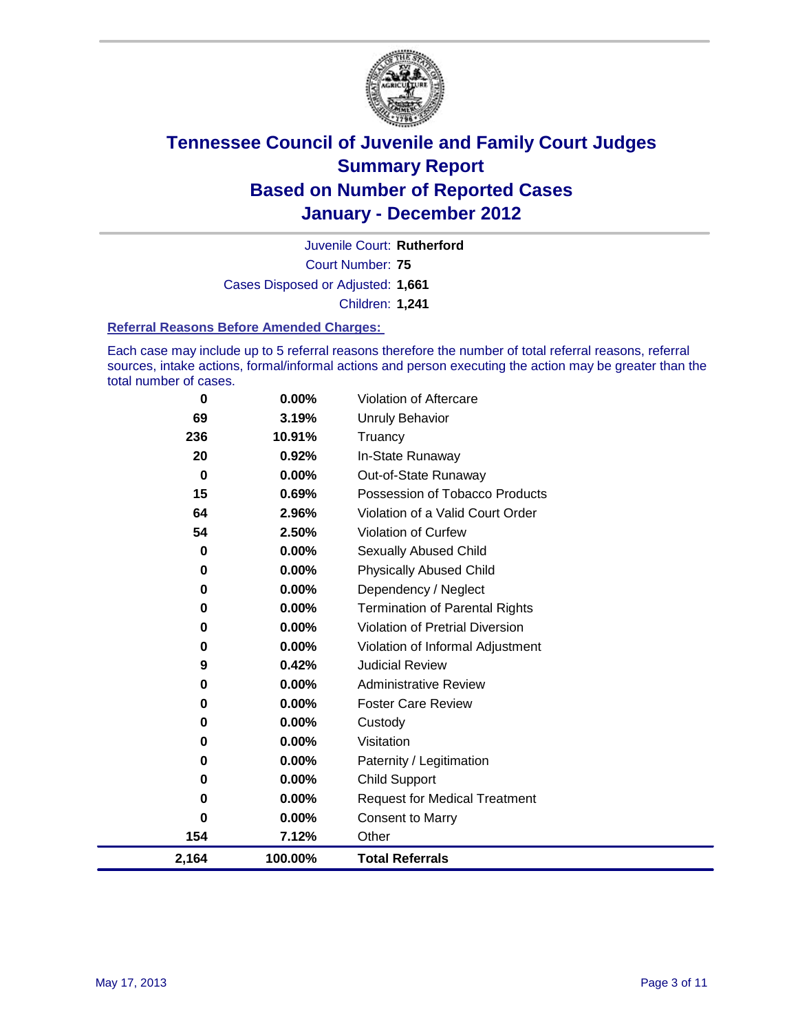# Tennessee Council of Juvenile and Family Court Judges
## Summary Report
## Based on Number of Reported Cases
## January - December 2012

Juvenile Court: **Rutherford**
Court Number: **75**
Cases Disposed or Adjusted: **1,661**
Children: **1,241**

### Referral Reasons Before Amended Charges:

Each case may include up to 5 referral reasons therefore the number of total referral reasons, referral sources, intake actions, formal/informal actions and person executing the action may be greater than the total number of cases.

| | | |
|---|---|---|
| 0 | 0.00% | Violation of Aftercare |
| 69 | 3.19% | Unruly Behavior |
| 236 | 10.91% | Truancy |
| 20 | 0.92% | In-State Runaway |
| 0 | 0.00% | Out-of-State Runaway |
| 15 | 0.69% | Possession of Tobacco Products |
| 64 | 2.96% | Violation of a Valid Court Order |
| 54 | 2.50% | Violation of Curfew |
| 0 | 0.00% | Sexually Abused Child |
| 0 | 0.00% | Physically Abused Child |
| 0 | 0.00% | Dependency / Neglect |
| 0 | 0.00% | Termination of Parental Rights |
| 0 | 0.00% | Violation of Pretrial Diversion |
| 0 | 0.00% | Violation of Informal Adjustment |
| 9 | 0.42% | Judicial Review |
| 0 | 0.00% | Administrative Review |
| 0 | 0.00% | Foster Care Review |
| 0 | 0.00% | Custody |
| 0 | 0.00% | Visitation |
| 0 | 0.00% | Paternity / Legitimation |
| 0 | 0.00% | Child Support |
| 0 | 0.00% | Request for Medical Treatment |
| 0 | 0.00% | Consent to Marry |
| 154 | 7.12% | Other |
| **2,164** | **100.00%** | **Total Referrals** |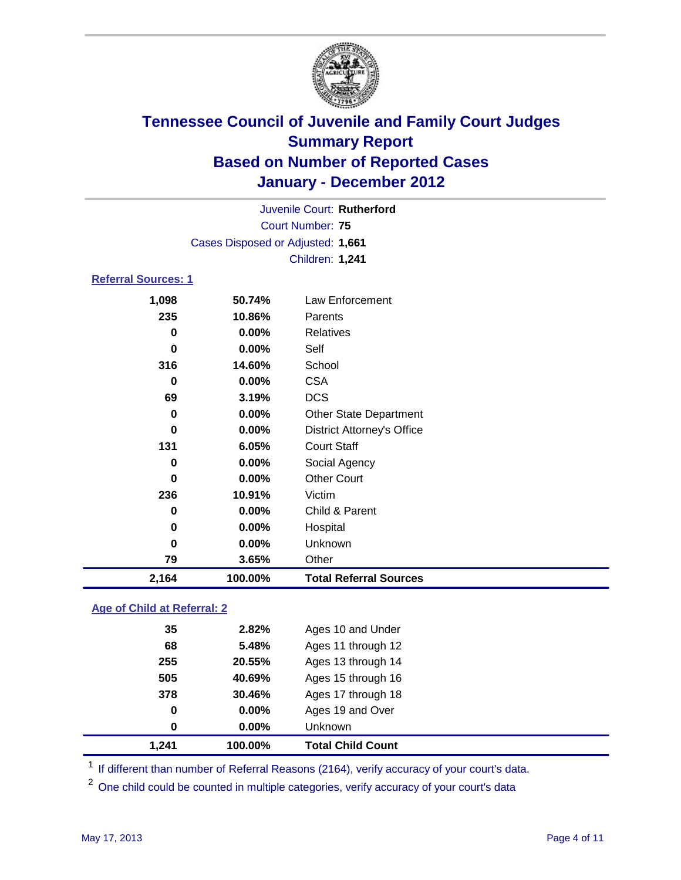# Tennessee Council of Juvenile and Family Court Judges
## Summary Report
## Based on Number of Reported Cases
## January - December 2012

Juvenile Court: **Rutherford**

Court Number: **75**

Cases Disposed or Adjusted: **1,661**

Children: **1,241**

### Referral Sources: 1

| Count | Percent | Source |
|---|---|---|
| 1,098 | 50.74% | Law Enforcement |
| 235 | 10.86% | Parents |
| 0 | 0.00% | Relatives |
| 0 | 0.00% | Self |
| 316 | 14.60% | School |
| 0 | 0.00% | CSA |
| 69 | 3.19% | DCS |
| 0 | 0.00% | Other State Department |
| 0 | 0.00% | District Attorney's Office |
| 131 | 6.05% | Court Staff |
| 0 | 0.00% | Social Agency |
| 0 | 0.00% | Other Court |
| 236 | 10.91% | Victim |
| 0 | 0.00% | Child & Parent |
| 0 | 0.00% | Hospital |
| 0 | 0.00% | Unknown |
| 79 | 3.65% | Other |
| **2,164** | **100.00%** | **Total Referral Sources** |

### Age of Child at Referral: 2

| Count | Percent | Age |
|---|---|---|
| 35 | 2.82% | Ages 10 and Under |
| 68 | 5.48% | Ages 11 through 12 |
| 255 | 20.55% | Ages 13 through 14 |
| 505 | 40.69% | Ages 15 through 16 |
| 378 | 30.46% | Ages 17 through 18 |
| 0 | 0.00% | Ages 19 and Over |
| 0 | 0.00% | Unknown |
| **1,241** | **100.00%** | **Total Child Count** |

[1] If different than number of Referral Reasons (2164), verify accuracy of your court's data.

[2] One child could be counted in multiple categories, verify accuracy of your court's data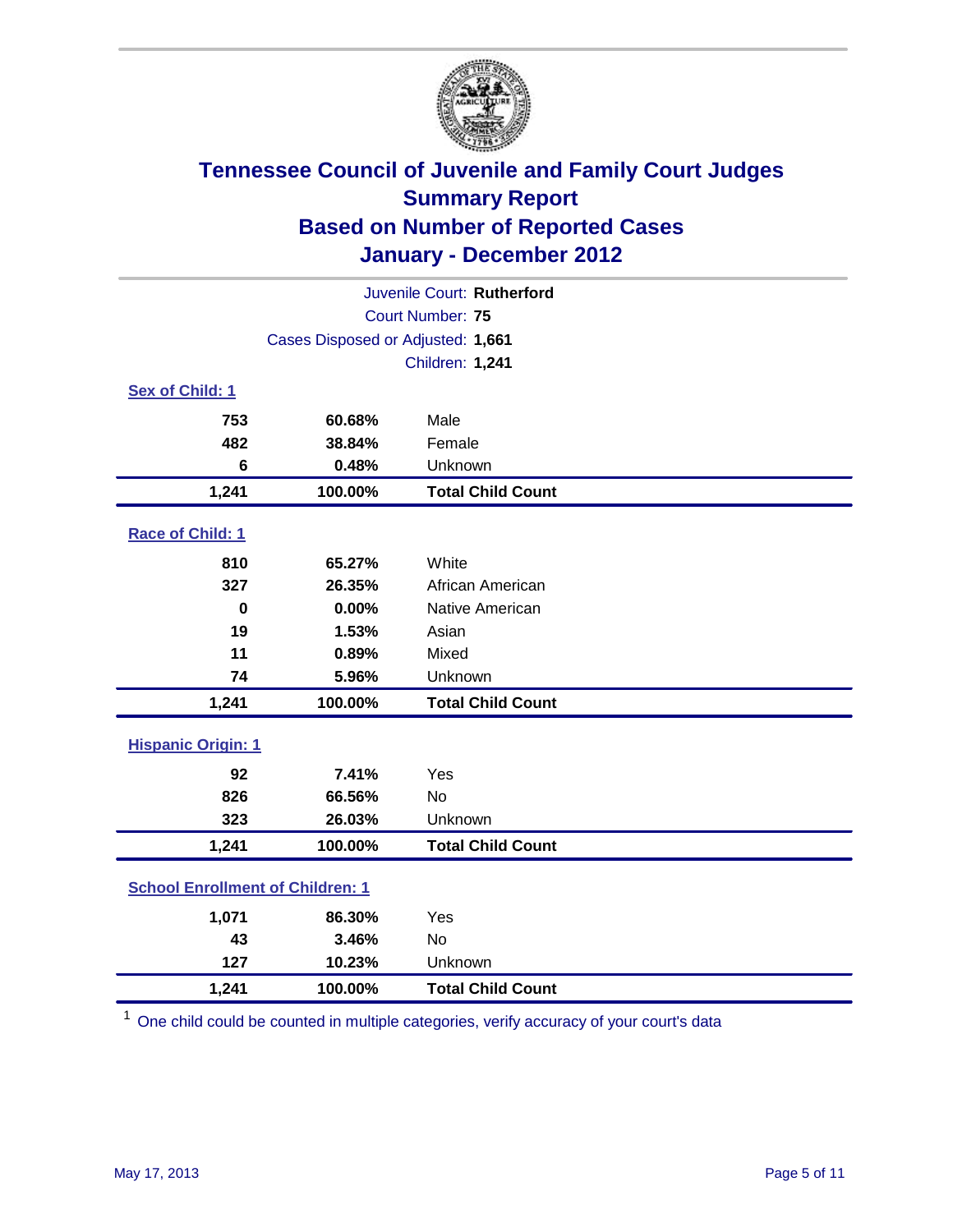# Tennessee Council of Juvenile and Family Court Judges
## Summary Report
## Based on Number of Reported Cases
## January - December 2012

Juvenile Court: **Rutherford**

Court Number: **75**

Cases Disposed or Adjusted: **1,661**

Children: **1,241**

### Sex of Child: 1

| | | |
|---|---|---|
| 753 | 60.68% | Male |
| 482 | 38.84% | Female |
| 6 | 0.48% | Unknown |
| **1,241** | **100.00%** | **Total Child Count** |

### Race of Child: 1

| | | |
|---|---|---|
| 810 | 65.27% | White |
| 327 | 26.35% | African American |
| 0 | 0.00% | Native American |
| 19 | 1.53% | Asian |
| 11 | 0.89% | Mixed |
| 74 | 5.96% | Unknown |
| **1,241** | **100.00%** | **Total Child Count** |

### Hispanic Origin: 1

| | | |
|---|---|---|
| 92 | 7.41% | Yes |
| 826 | 66.56% | No |
| 323 | 26.03% | Unknown |
| **1,241** | **100.00%** | **Total Child Count** |

### School Enrollment of Children: 1

| | | |
|---|---|---|
| 1,071 | 86.30% | Yes |
| 43 | 3.46% | No |
| 127 | 10.23% | Unknown |
| **1,241** | **100.00%** | **Total Child Count** |

[1] One child could be counted in multiple categories, verify accuracy of your court's data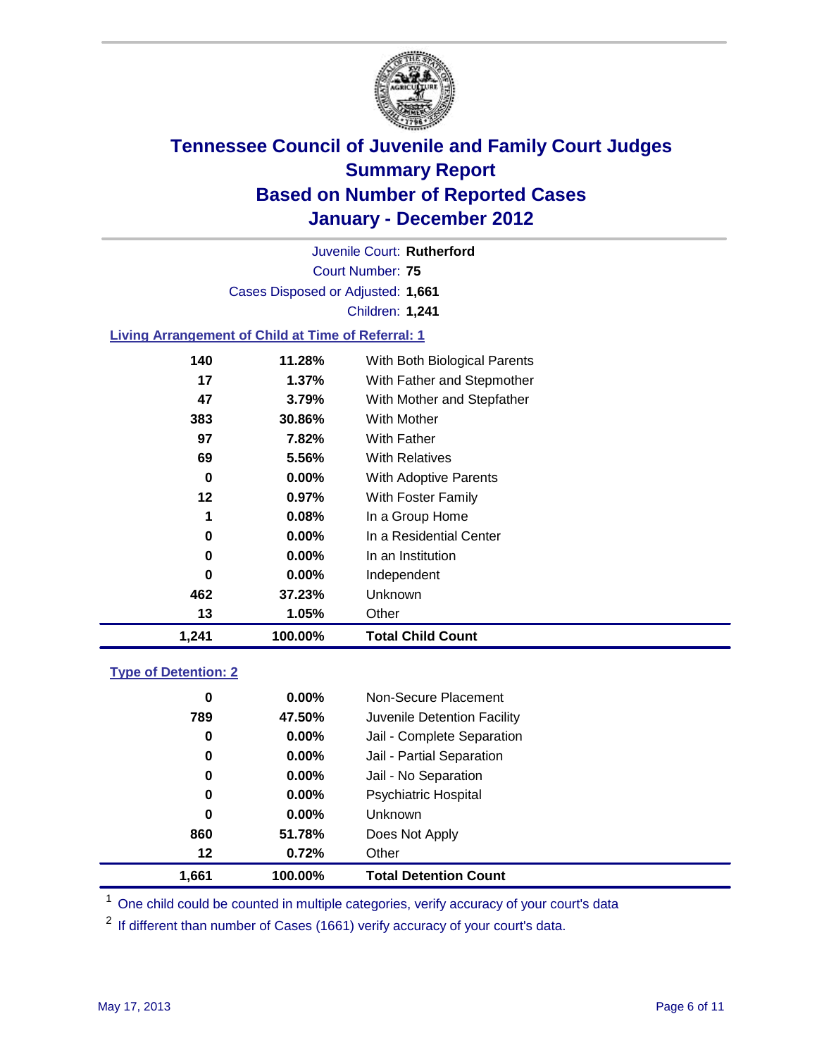# Tennessee Council of Juvenile and Family Court Judges
## Summary Report
## Based on Number of Reported Cases
## January - December 2012

Juvenile Court: **Rutherford**
Court Number: **75**
Cases Disposed or Adjusted: **1,661**
Children: **1,241**

### Living Arrangement of Child at Time of Referral: 1

| Count | Percent | Category |
|---|---|---|
| 140 | 11.28% | With Both Biological Parents |
| 17 | 1.37% | With Father and Stepmother |
| 47 | 3.79% | With Mother and Stepfather |
| 383 | 30.86% | With Mother |
| 97 | 7.82% | With Father |
| 69 | 5.56% | With Relatives |
| 0 | 0.00% | With Adoptive Parents |
| 12 | 0.97% | With Foster Family |
| 1 | 0.08% | In a Group Home |
| 0 | 0.00% | In a Residential Center |
| 0 | 0.00% | In an Institution |
| 0 | 0.00% | Independent |
| 462 | 37.23% | Unknown |
| 13 | 1.05% | Other |
| **1,241** | **100.00%** | **Total Child Count** |

### Type of Detention: 2

| Count | Percent | Category |
|---|---|---|
| 0 | 0.00% | Non-Secure Placement |
| 789 | 47.50% | Juvenile Detention Facility |
| 0 | 0.00% | Jail - Complete Separation |
| 0 | 0.00% | Jail - Partial Separation |
| 0 | 0.00% | Jail - No Separation |
| 0 | 0.00% | Psychiatric Hospital |
| 0 | 0.00% | Unknown |
| 860 | 51.78% | Does Not Apply |
| 12 | 0.72% | Other |
| **1,661** | **100.00%** | **Total Detention Count** |

[1] One child could be counted in multiple categories, verify accuracy of your court's data

[2] If different than number of Cases (1661) verify accuracy of your court's data.

May 17, 2013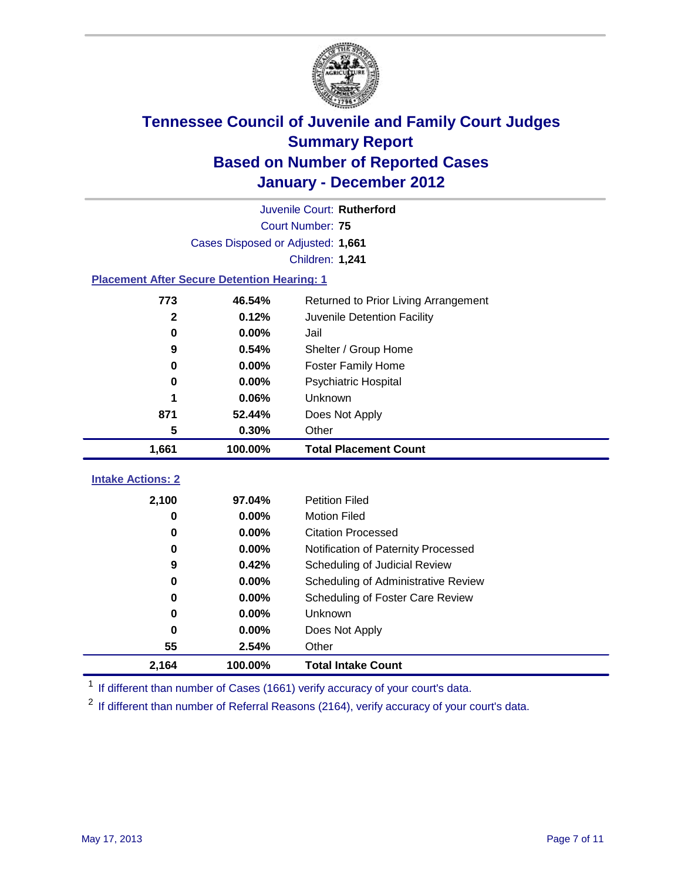# Tennessee Council of Juvenile and Family Court Judges
## Summary Report
## Based on Number of Reported Cases
## January - December 2012

Juvenile Court: **Rutherford**

Court Number: **75**

Cases Disposed or Adjusted: **1,661**

Children: **1,241**

### Placement After Secure Detention Hearing: 1

| Count | Percent | Placement |
|---|---|---|
| 773 | 46.54% | Returned to Prior Living Arrangement |
| 2 | 0.12% | Juvenile Detention Facility |
| 0 | 0.00% | Jail |
| 9 | 0.54% | Shelter / Group Home |
| 0 | 0.00% | Foster Family Home |
| 0 | 0.00% | Psychiatric Hospital |
| 1 | 0.06% | Unknown |
| 871 | 52.44% | Does Not Apply |
| 5 | 0.30% | Other |
| **1,661** | **100.00%** | **Total Placement Count** |

### Intake Actions: 2

| Count | Percent | Intake Action |
|---|---|---|
| 2,100 | 97.04% | Petition Filed |
| 0 | 0.00% | Motion Filed |
| 0 | 0.00% | Citation Processed |
| 0 | 0.00% | Notification of Paternity Processed |
| 9 | 0.42% | Scheduling of Judicial Review |
| 0 | 0.00% | Scheduling of Administrative Review |
| 0 | 0.00% | Scheduling of Foster Care Review |
| 0 | 0.00% | Unknown |
| 0 | 0.00% | Does Not Apply |
| 55 | 2.54% | Other |
| **2,164** | **100.00%** | **Total Intake Count** |

[1] If different than number of Cases (1661) verify accuracy of your court's data.

[2] If different than number of Referral Reasons (2164), verify accuracy of your court's data.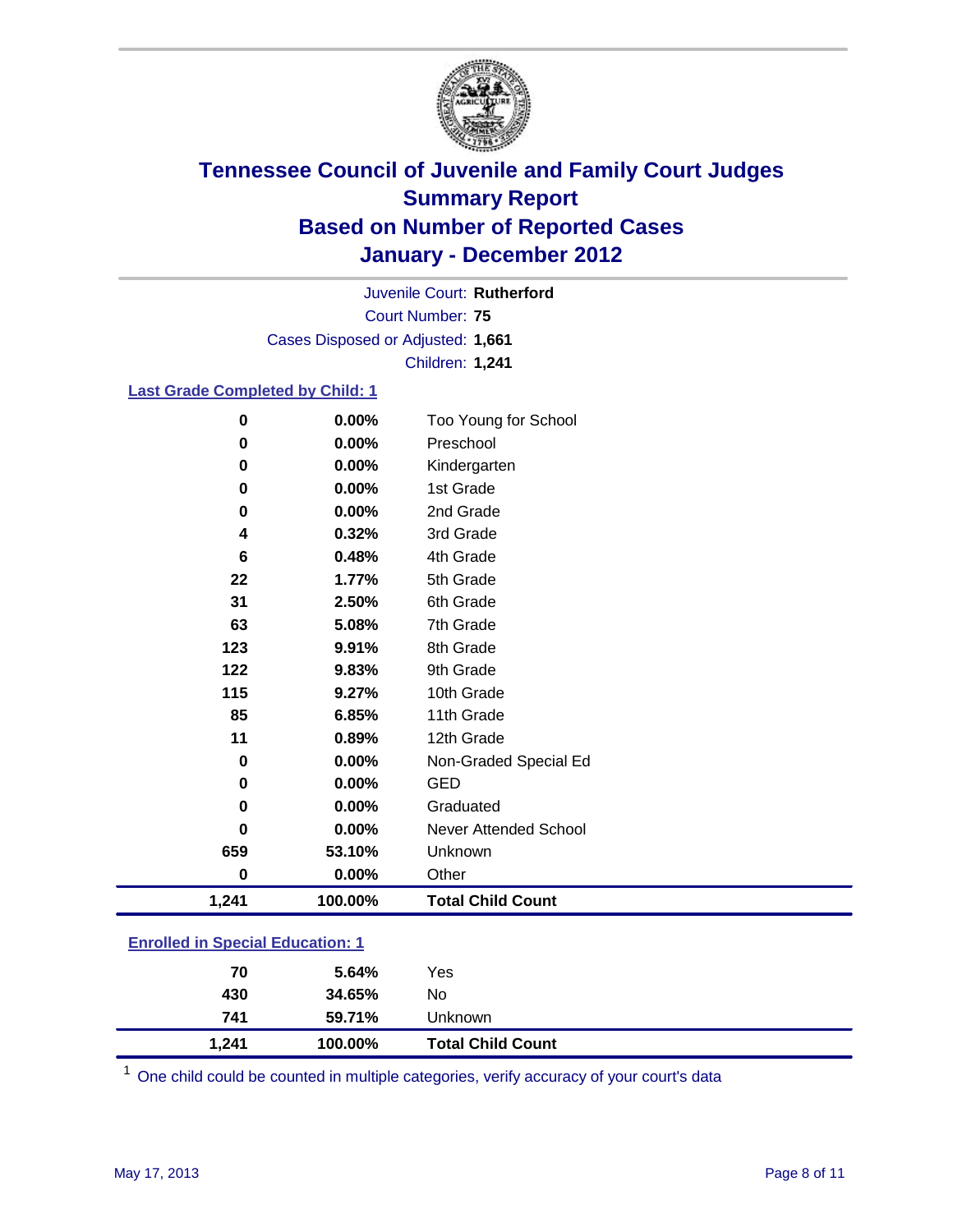# Tennessee Council of Juvenile and Family Court Judges
## Summary Report
## Based on Number of Reported Cases
## January - December 2012

Juvenile Court: **Rutherford**
Court Number: **75**
Cases Disposed or Adjusted: **1,661**
Children: **1,241**

### Last Grade Completed by Child: 1

| Count | Percent | Category |
|---|---|---|
| 0 | 0.00% | Too Young for School |
| 0 | 0.00% | Preschool |
| 0 | 0.00% | Kindergarten |
| 0 | 0.00% | 1st Grade |
| 0 | 0.00% | 2nd Grade |
| 4 | 0.32% | 3rd Grade |
| 6 | 0.48% | 4th Grade |
| 22 | 1.77% | 5th Grade |
| 31 | 2.50% | 6th Grade |
| 63 | 5.08% | 7th Grade |
| 123 | 9.91% | 8th Grade |
| 122 | 9.83% | 9th Grade |
| 115 | 9.27% | 10th Grade |
| 85 | 6.85% | 11th Grade |
| 11 | 0.89% | 12th Grade |
| 0 | 0.00% | Non-Graded Special Ed |
| 0 | 0.00% | GED |
| 0 | 0.00% | Graduated |
| 0 | 0.00% | Never Attended School |
| 659 | 53.10% | Unknown |
| 0 | 0.00% | Other |
| **1,241** | **100.00%** | **Total Child Count** |

### Enrolled in Special Education: 1

| Count | Percent | Category |
|---|---|---|
| 70 | 5.64% | Yes |
| 430 | 34.65% | No |
| 741 | 59.71% | Unknown |
| **1,241** | **100.00%** | **Total Child Count** |

[1] One child could be counted in multiple categories, verify accuracy of your court's data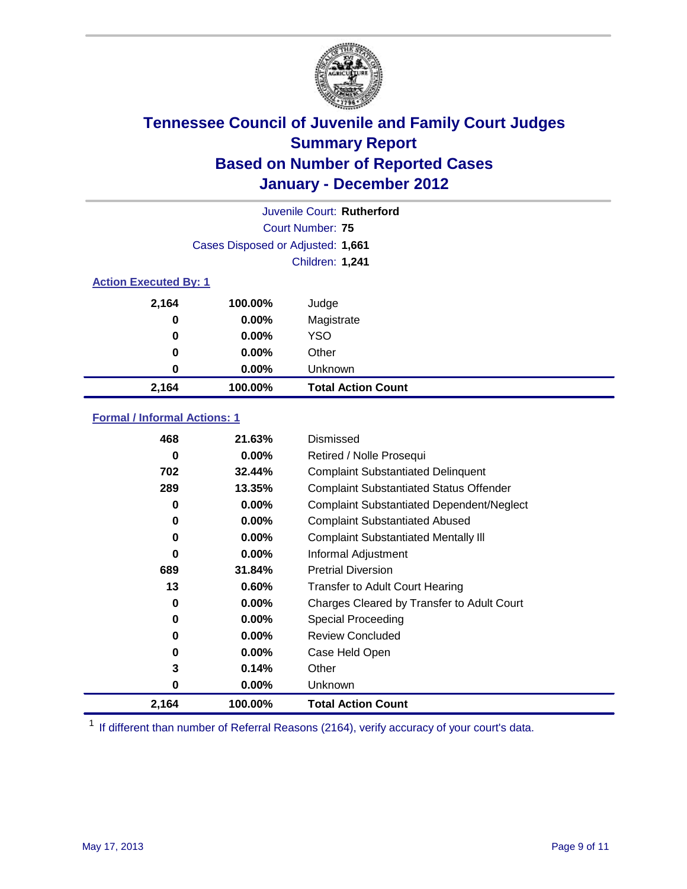# Tennessee Council of Juvenile and Family Court Judges
## Summary Report
## Based on Number of Reported Cases
## January - December 2012

Juvenile Court: **Rutherford**
Court Number: **75**
Cases Disposed or Adjusted: **1,661**
Children: **1,241**

### Action Executed By: 1

| | | |
|---|---|---|
| 2,164 | 100.00% | Judge |
| 0 | 0.00% | Magistrate |
| 0 | 0.00% | YSO |
| 0 | 0.00% | Other |
| 0 | 0.00% | Unknown |
| **2,164** | **100.00%** | **Total Action Count** |

### Formal / Informal Actions: 1

| | | |
|---|---|---|
| 468 | 21.63% | Dismissed |
| 0 | 0.00% | Retired / Nolle Prosequi |
| 702 | 32.44% | Complaint Substantiated Delinquent |
| 289 | 13.35% | Complaint Substantiated Status Offender |
| 0 | 0.00% | Complaint Substantiated Dependent/Neglect |
| 0 | 0.00% | Complaint Substantiated Abused |
| 0 | 0.00% | Complaint Substantiated Mentally Ill |
| 0 | 0.00% | Informal Adjustment |
| 689 | 31.84% | Pretrial Diversion |
| 13 | 0.60% | Transfer to Adult Court Hearing |
| 0 | 0.00% | Charges Cleared by Transfer to Adult Court |
| 0 | 0.00% | Special Proceeding |
| 0 | 0.00% | Review Concluded |
| 0 | 0.00% | Case Held Open |
| 3 | 0.14% | Other |
| 0 | 0.00% | Unknown |
| **2,164** | **100.00%** | **Total Action Count** |

[1] If different than number of Referral Reasons (2164), verify accuracy of your court's data.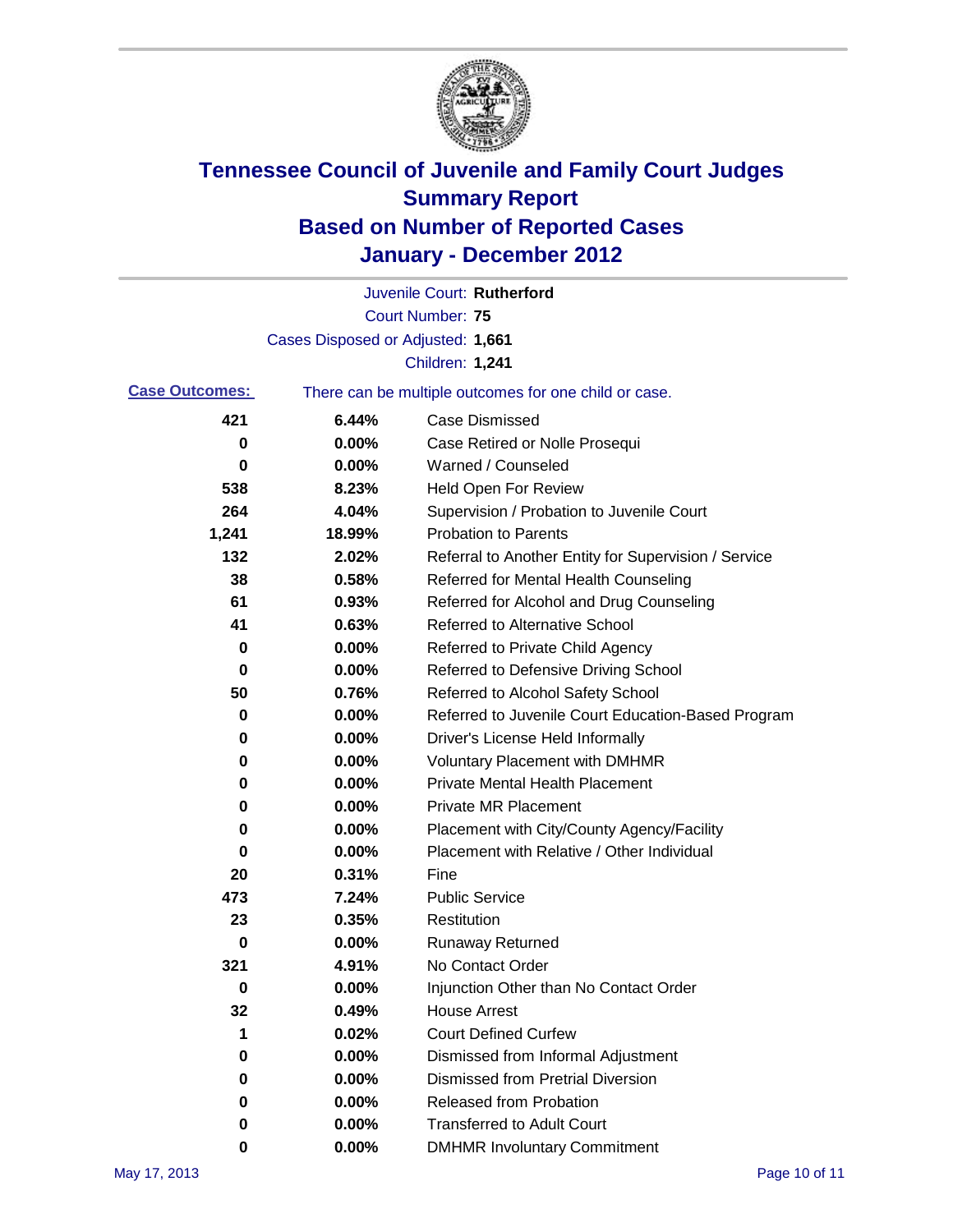# Tennessee Council of Juvenile and Family Court Judges
## Summary Report
## Based on Number of Reported Cases
## January - December 2012

Juvenile Court: **Rutherford**

Court Number: **75**

Cases Disposed or Adjusted: **1,661**

Children: **1,241**

**Case Outcomes:** There can be multiple outcomes for one child or case.

| Count | Percent | Outcome |
|---|---|---|
| 421 | 6.44% | Case Dismissed |
| 0 | 0.00% | Case Retired or Nolle Prosequi |
| 0 | 0.00% | Warned / Counseled |
| 538 | 8.23% | Held Open For Review |
| 264 | 4.04% | Supervision / Probation to Juvenile Court |
| 1,241 | 18.99% | Probation to Parents |
| 132 | 2.02% | Referral to Another Entity for Supervision / Service |
| 38 | 0.58% | Referred for Mental Health Counseling |
| 61 | 0.93% | Referred for Alcohol and Drug Counseling |
| 41 | 0.63% | Referred to Alternative School |
| 0 | 0.00% | Referred to Private Child Agency |
| 0 | 0.00% | Referred to Defensive Driving School |
| 50 | 0.76% | Referred to Alcohol Safety School |
| 0 | 0.00% | Referred to Juvenile Court Education-Based Program |
| 0 | 0.00% | Driver's License Held Informally |
| 0 | 0.00% | Voluntary Placement with DMHMR |
| 0 | 0.00% | Private Mental Health Placement |
| 0 | 0.00% | Private MR Placement |
| 0 | 0.00% | Placement with City/County Agency/Facility |
| 0 | 0.00% | Placement with Relative / Other Individual |
| 20 | 0.31% | Fine |
| 473 | 7.24% | Public Service |
| 23 | 0.35% | Restitution |
| 0 | 0.00% | Runaway Returned |
| 321 | 4.91% | No Contact Order |
| 0 | 0.00% | Injunction Other than No Contact Order |
| 32 | 0.49% | House Arrest |
| 1 | 0.02% | Court Defined Curfew |
| 0 | 0.00% | Dismissed from Informal Adjustment |
| 0 | 0.00% | Dismissed from Pretrial Diversion |
| 0 | 0.00% | Released from Probation |
| 0 | 0.00% | Transferred to Adult Court |
| 0 | 0.00% | DMHMR Involuntary Commitment |

May 17, 2013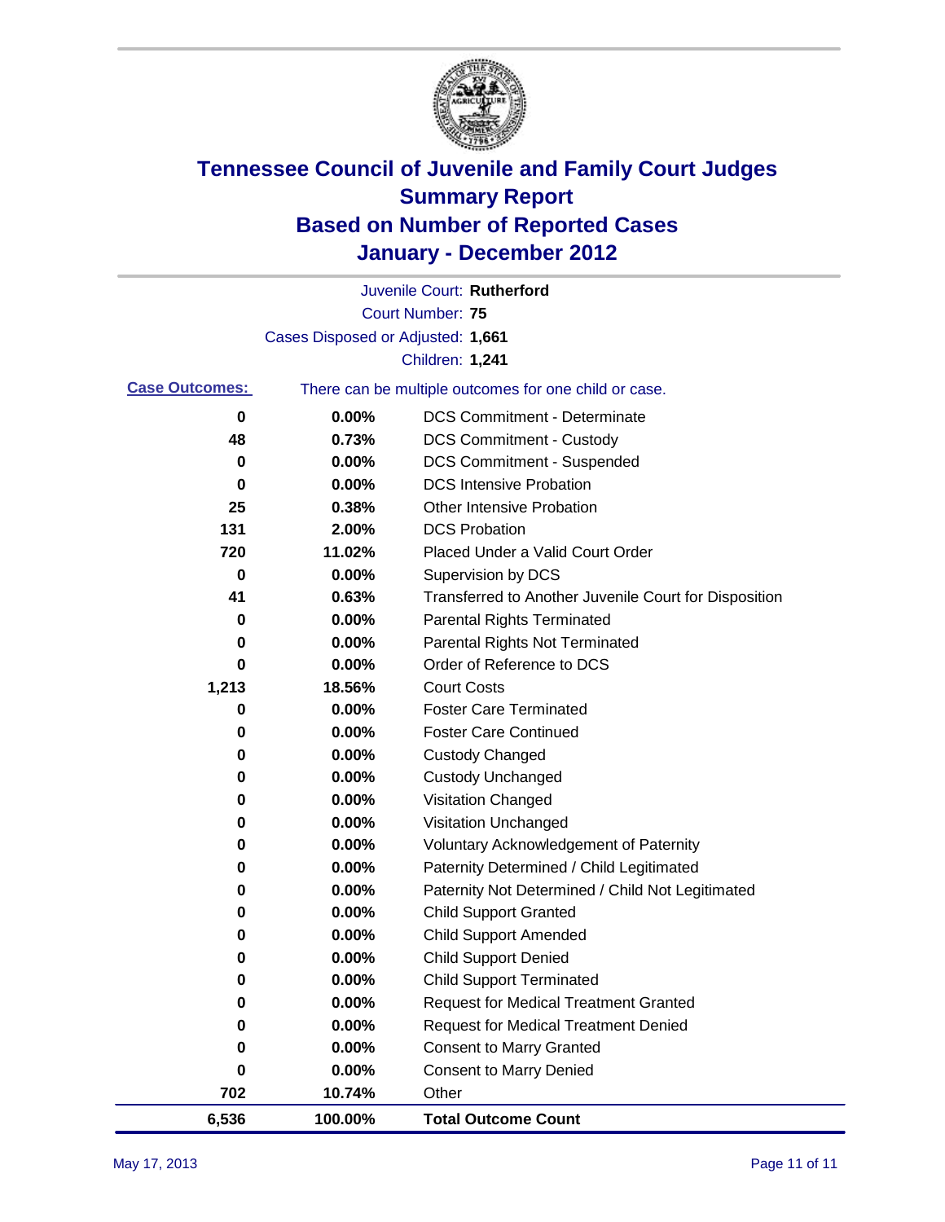# Tennessee Council of Juvenile and Family Court Judges
## Summary Report
## Based on Number of Reported Cases
## January - December 2012

Juvenile Court: **Rutherford**
Court Number: **75**
Cases Disposed or Adjusted: **1,661**
Children: **1,241**

**Case Outcomes:** There can be multiple outcomes for one child or case.

| | | |
|---|---|---|
| 0 | 0.00% | DCS Commitment - Determinate |
| 48 | 0.73% | DCS Commitment - Custody |
| 0 | 0.00% | DCS Commitment - Suspended |
| 0 | 0.00% | DCS Intensive Probation |
| 25 | 0.38% | Other Intensive Probation |
| 131 | 2.00% | DCS Probation |
| 720 | 11.02% | Placed Under a Valid Court Order |
| 0 | 0.00% | Supervision by DCS |
| 41 | 0.63% | Transferred to Another Juvenile Court for Disposition |
| 0 | 0.00% | Parental Rights Terminated |
| 0 | 0.00% | Parental Rights Not Terminated |
| 0 | 0.00% | Order of Reference to DCS |
| 1,213 | 18.56% | Court Costs |
| 0 | 0.00% | Foster Care Terminated |
| 0 | 0.00% | Foster Care Continued |
| 0 | 0.00% | Custody Changed |
| 0 | 0.00% | Custody Unchanged |
| 0 | 0.00% | Visitation Changed |
| 0 | 0.00% | Visitation Unchanged |
| 0 | 0.00% | Voluntary Acknowledgement of Paternity |
| 0 | 0.00% | Paternity Determined / Child Legitimated |
| 0 | 0.00% | Paternity Not Determined / Child Not Legitimated |
| 0 | 0.00% | Child Support Granted |
| 0 | 0.00% | Child Support Amended |
| 0 | 0.00% | Child Support Denied |
| 0 | 0.00% | Child Support Terminated |
| 0 | 0.00% | Request for Medical Treatment Granted |
| 0 | 0.00% | Request for Medical Treatment Denied |
| 0 | 0.00% | Consent to Marry Granted |
| 0 | 0.00% | Consent to Marry Denied |
| 702 | 10.74% | Other |
| **6,536** | **100.00%** | **Total Outcome Count** |

May 17, 2013